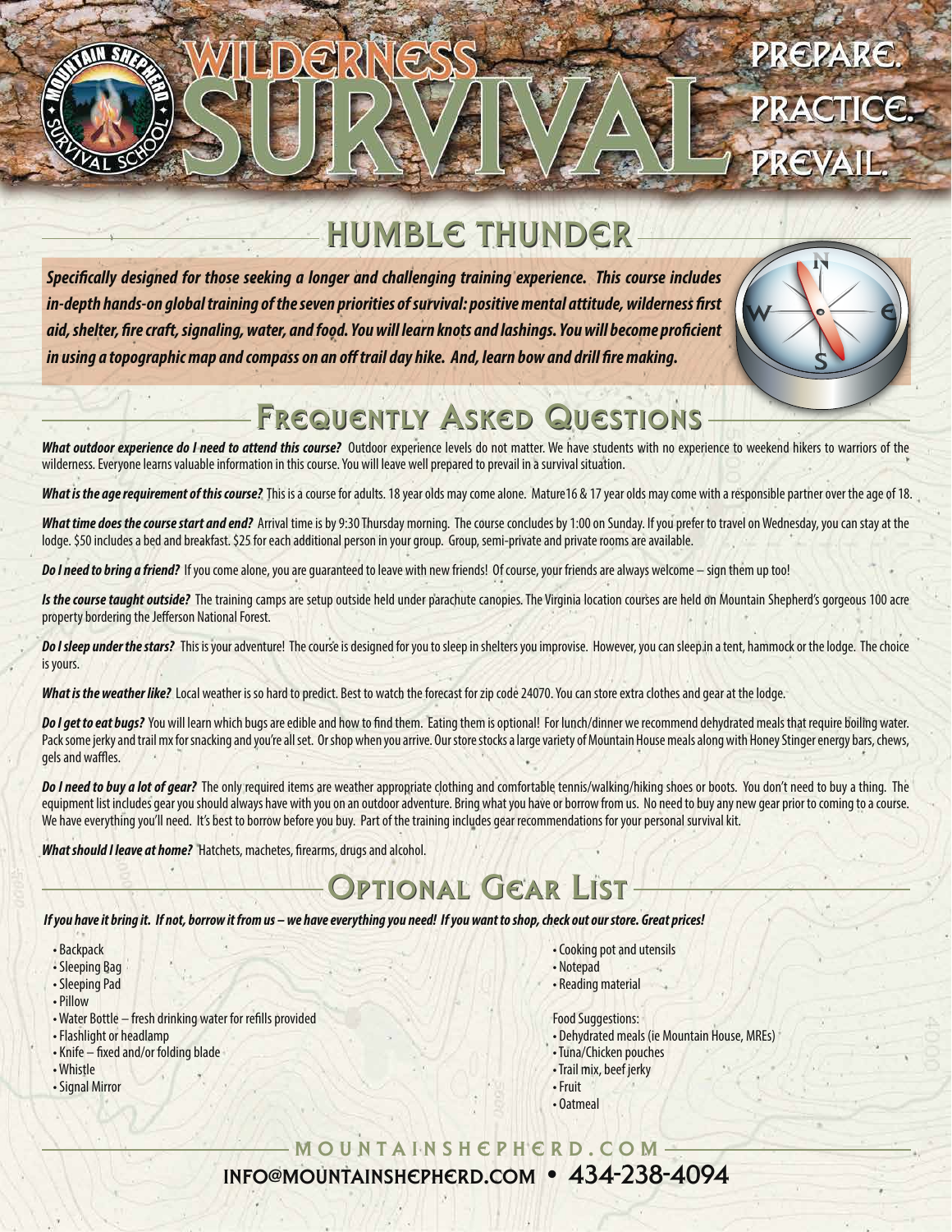# Wilderness Survival

PREPARE. PRACTICE. PREVAIL.

## Humble Thunder

***Specifically designed for those seeking a longer and challenging training experience. This course includes in-depth hands-on global training of the seven priorities of survival: positive mental attitude, wilderness first aid, shelter, fire craft, signaling, water, and food. You will learn knots and lashings. You will become proficient in using a topographic map and compass on an off trail day hike. And, learn bow and drill fire making.***

## Frequently Asked Questions

***What outdoor experience do I need to attend this course?*** Outdoor experience levels do not matter. We have students with no experience to weekend hikers to warriors of the wilderness. Everyone learns valuable information in this course. You will leave well prepared to prevail in a survival situation.

***What is the age requirement of this course?*** This is a course for adults. 18 year olds may come alone. Mature16 & 17 year olds may come with a responsible partner over the age of 18.

***What time does the course start and end?*** Arrival time is by 9:30 Thursday morning. The course concludes by 1:00 on Sunday. If you prefer to travel on Wednesday, you can stay at the lodge. $50 includes a bed and breakfast. $25 for each additional person in your group. Group, semi-private and private rooms are available.

***Do I need to bring a friend?*** If you come alone, you are guaranteed to leave with new friends! Of course, your friends are always welcome – sign them up too!

***Is the course taught outside?*** The training camps are setup outside held under parachute canopies. The Virginia location courses are held on Mountain Shepherd's gorgeous 100 acre property bordering the Jefferson National Forest.

***Do I sleep under the stars?*** This is your adventure! The course is designed for you to sleep in shelters you improvise. However, you can sleep in a tent, hammock or the lodge. The choice is yours.

***What is the weather like?*** Local weather is so hard to predict. Best to watch the forecast for zip code 24070. You can store extra clothes and gear at the lodge.

***Do I get to eat bugs?*** You will learn which bugs are edible and how to find them. Eating them is optional! For lunch/dinner we recommend dehydrated meals that require boiling water. Pack some jerky and trail mix for snacking and you're all set. Or shop when you arrive. Our store stocks a large variety of Mountain House meals along with Honey Stinger energy bars, chews, gels and waffles.

***Do I need to buy a lot of gear?*** The only required items are weather appropriate clothing and comfortable tennis/walking/hiking shoes or boots. You don't need to buy a thing. The equipment list includes gear you should always have with you on an outdoor adventure. Bring what you have or borrow from us. No need to buy any new gear prior to coming to a course. We have everything you'll need. It's best to borrow before you buy. Part of the training includes gear recommendations for your personal survival kit.

***What should I leave at home?*** Hatchets, machetes, firearms, drugs and alcohol.

## Optional Gear List

***If you have it bring it. If not, borrow it from us – we have everything you need! If you want to shop, check out our store. Great prices!***

- Backpack
- Sleeping Bag
- Sleeping Pad
- Pillow
- Water Bottle – fresh drinking water for refills provided
- Flashlight or headlamp
- Knife – fixed and/or folding blade
- Whistle
- Signal Mirror
- Cooking pot and utensils
- Notepad
- Reading material

Food Suggestions:

- Dehydrated meals (ie Mountain House, MREs)
- Tuna/Chicken pouches
- Trail mix, beef jerky
- Fruit
- Oatmeal

MOUNTAINSHEPHERD.COM

INFO@MOUNTAINSHEPHERD.COM • 434-238-4094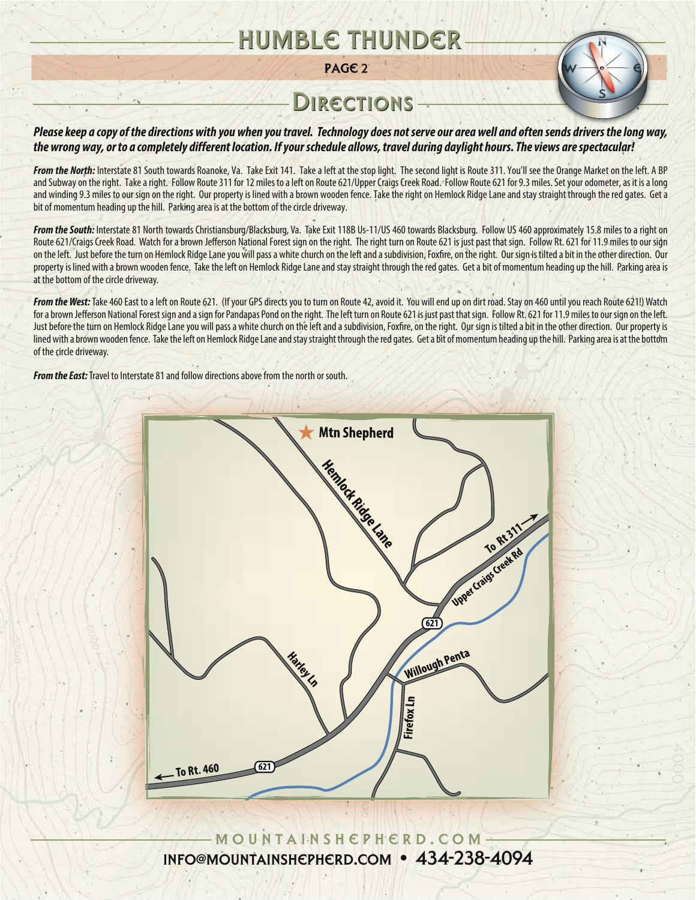# HUMBLE THUNDER

## Directions

***Please keep a copy of the directions with you when you travel. Technology does not serve our area well and often sends drivers the long way, the wrong way, or to a completely different location. If your schedule allows, travel during daylight hours. The views are spectacular!***

***From the North:*** Interstate 81 South towards Roanoke, Va. Take Exit 141. Take a left at the stop light. The second light is Route 311. You'll see the Orange Market on the left. A BP and Subway on the right. Take a right. Follow Route 311 for 12 miles to a left on Route 621/Upper Craigs Creek Road. Follow Route 621 for 9.3 miles. Set your odometer, as it is a long and winding 9.3 miles to our sign on the right. Our property is lined with a brown wooden fence. Take the right on Hemlock Ridge Lane and stay straight through the red gates. Get a bit of momentum heading up the hill. Parking area is at the bottom of the circle driveway.

***From the South:*** Interstate 81 North towards Christiansburg/Blacksburg, Va. Take Exit 118B Us-11/US 460 towards Blacksburg. Follow US 460 approximately 15.8 miles to a right on Route 621/Craigs Creek Road. Watch for a brown Jefferson National Forest sign on the right. The right turn on Route 621 is just past that sign. Follow Rt. 621 for 11.9 miles to our sign on the left. Just before the turn on Hemlock Ridge Lane you will pass a white church on the left and a subdivision, Foxfire, on the right. Our sign is tilted a bit in the other direction. Our property is lined with a brown wooden fence. Take the left on Hemlock Ridge Lane and stay straight through the red gates. Get a bit of momentum heading up the hill. Parking area is at the bottom of the circle driveway.

***From the West:*** Take 460 East to a left on Route 621. (If your GPS directs you to turn on Route 42, avoid it. You will end up on dirt road. Stay on 460 until you reach Route 621!) Watch for a brown Jefferson National Forest sign and a sign for Pandapas Pond on the right. The left turn on Route 621 is just past that sign. Follow Rt. 621 for 11.9 miles to our sign on the left. Just before the turn on Hemlock Ridge Lane you will pass a white church on the left and a subdivision, Foxfire, on the right. Our sign is tilted a bit in the other direction. Our property is lined with a brown wooden fence. Take the left on Hemlock Ridge Lane and stay straight through the red gates. Get a bit of momentum heading up the hill. Parking area is at the bottom of the circle driveway.

***From the East:*** Travel to Interstate 81 and follow directions above from the north or south.

Mtn Shepherd
Hemlock Ridge Lane
To Rt 311
Upper Craigs Creek Rd
621
Willough Penta
Harley Ln
Firefox Ln
To Rt. 460
621

MOUNTAINSHEPHERD.COM

INFO@MOUNTAINSHEPHERD.COM • 434-238-4094